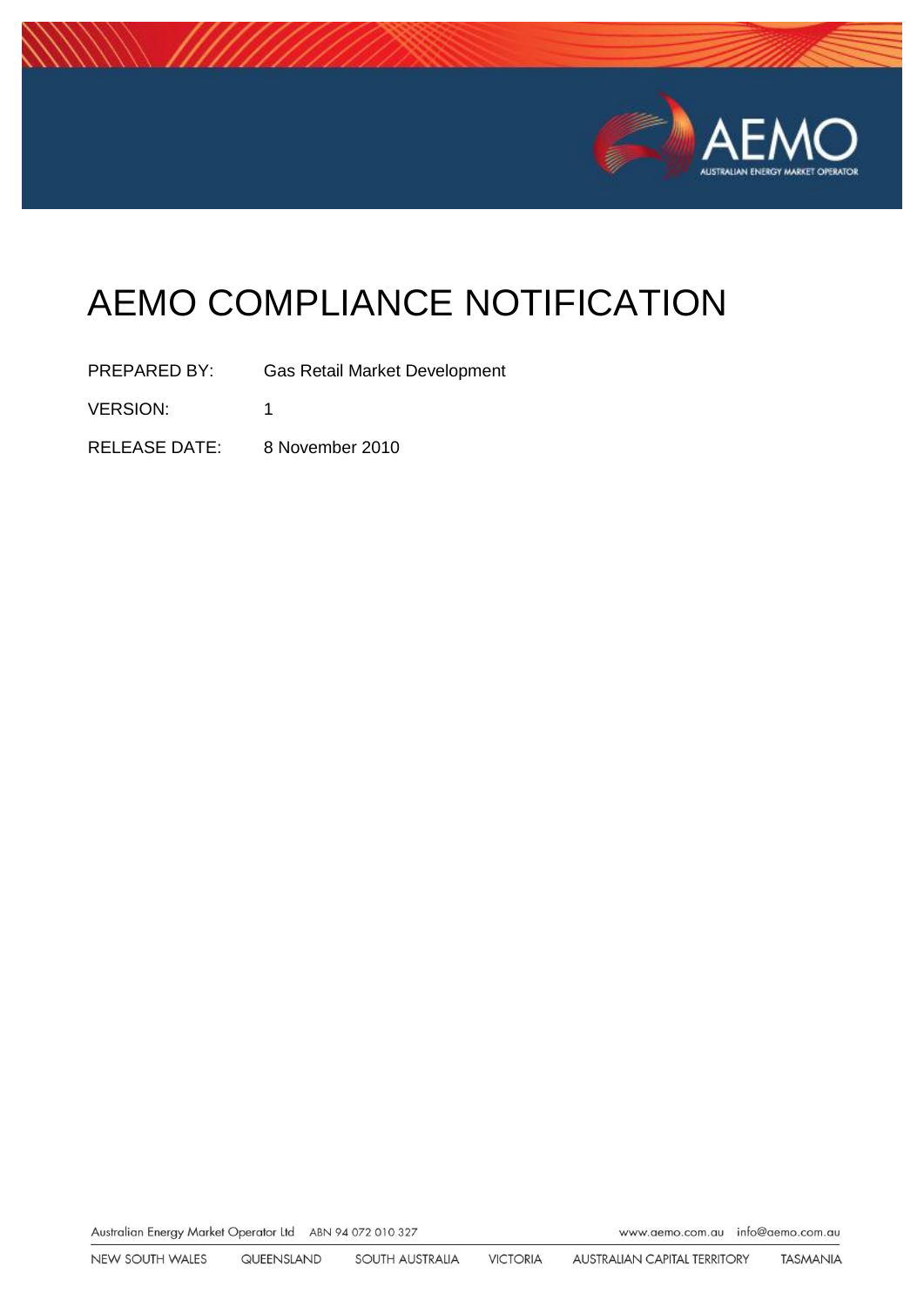# AEMO COMPLIANCE NOTIFICATION

PREPARED BY: Gas Retail Market Development

VERSION: 1

RELEASE DATE: 8 November 2010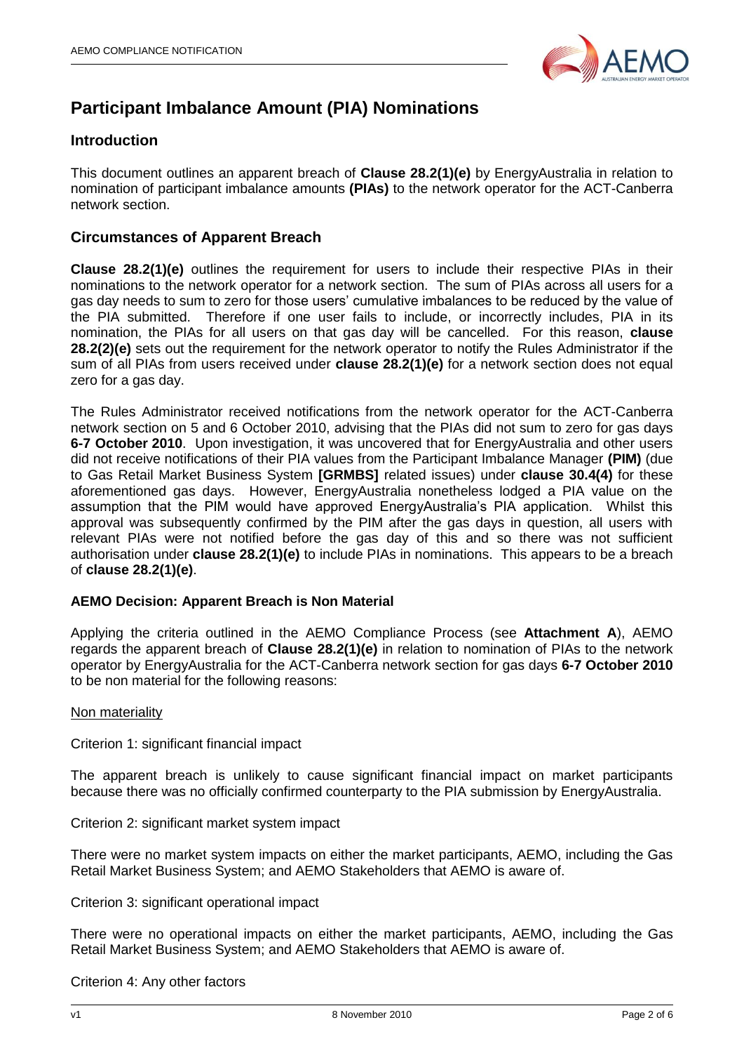# Participant Imbalance Amount (PIA) Nominations

## Introduction

This document outlines an apparent breach of **Clause 28.2(1)(e)** by EnergyAustralia in relation to nomination of participant imbalance amounts **(PIAs)** to the network operator for the ACT-Canberra network section.

## Circumstances of Apparent Breach

**Clause 28.2(1)(e)** outlines the requirement for users to include their respective PIAs in their nominations to the network operator for a network section. The sum of PIAs across all users for a gas day needs to sum to zero for those users' cumulative imbalances to be reduced by the value of the PIA submitted. Therefore if one user fails to include, or incorrectly includes, PIA in its nomination, the PIAs for all users on that gas day will be cancelled. For this reason, **clause 28.2(2)(e)** sets out the requirement for the network operator to notify the Rules Administrator if the sum of all PIAs from users received under **clause 28.2(1)(e)** for a network section does not equal zero for a gas day.

The Rules Administrator received notifications from the network operator for the ACT-Canberra network section on 5 and 6 October 2010, advising that the PIAs did not sum to zero for gas days **6-7 October 2010**. Upon investigation, it was uncovered that for EnergyAustralia and other users did not receive notifications of their PIA values from the Participant Imbalance Manager **(PIM)** (due to Gas Retail Market Business System **[GRMBS]** related issues) under **clause 30.4(4)** for these aforementioned gas days. However, EnergyAustralia nonetheless lodged a PIA value on the assumption that the PIM would have approved EnergyAustralia's PIA application. Whilst this approval was subsequently confirmed by the PIM after the gas days in question, all users with relevant PIAs were not notified before the gas day of this and so there was not sufficient authorisation under **clause 28.2(1)(e)** to include PIAs in nominations. This appears to be a breach of **clause 28.2(1)(e)**.

### AEMO Decision: Apparent Breach is Non Material

Applying the criteria outlined in the AEMO Compliance Process (see **Attachment A**), AEMO regards the apparent breach of **Clause 28.2(1)(e)** in relation to nomination of PIAs to the network operator by EnergyAustralia for the ACT-Canberra network section for gas days **6-7 October 2010** to be non material for the following reasons:

Non materiality

Criterion 1: significant financial impact

The apparent breach is unlikely to cause significant financial impact on market participants because there was no officially confirmed counterparty to the PIA submission by EnergyAustralia.

Criterion 2: significant market system impact

There were no market system impacts on either the market participants, AEMO, including the Gas Retail Market Business System; and AEMO Stakeholders that AEMO is aware of.

Criterion 3: significant operational impact

There were no operational impacts on either the market participants, AEMO, including the Gas Retail Market Business System; and AEMO Stakeholders that AEMO is aware of.

Criterion 4: Any other factors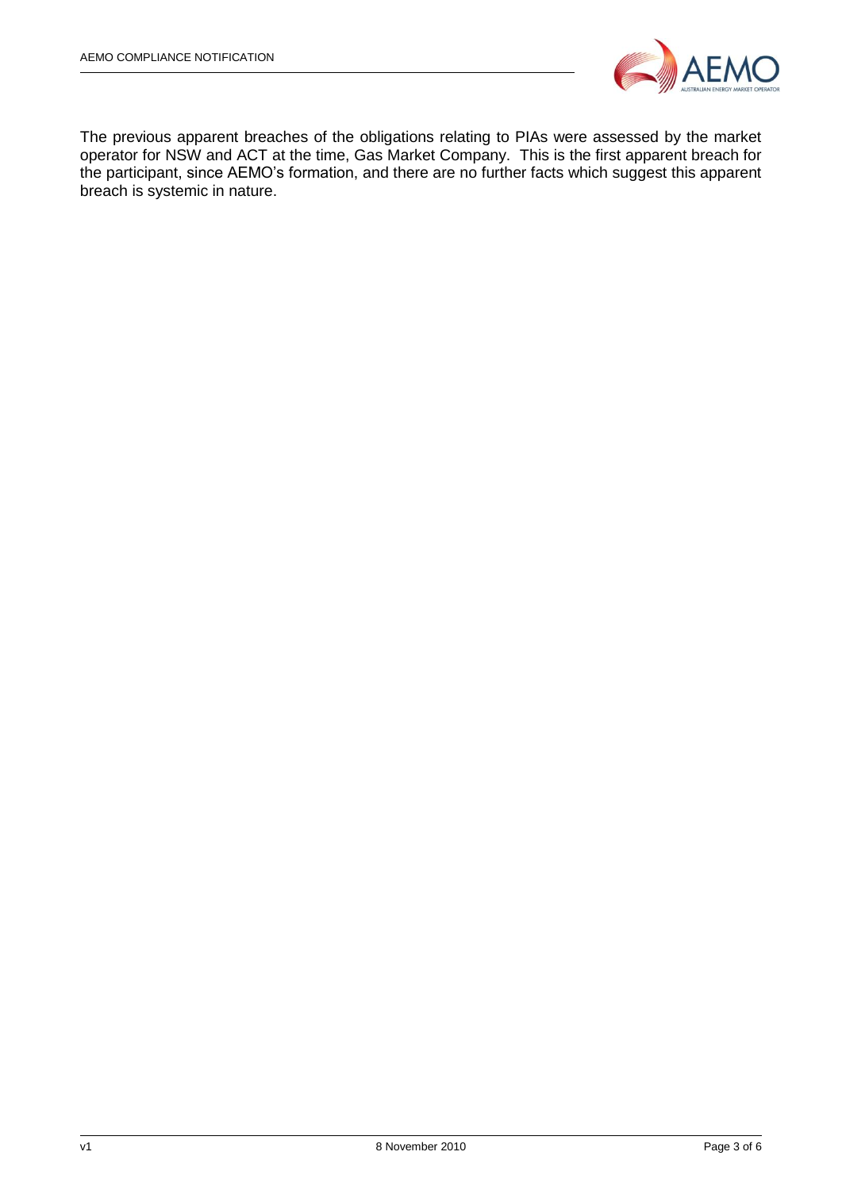The previous apparent breaches of the obligations relating to PIAs were assessed by the market operator for NSW and ACT at the time, Gas Market Company. This is the first apparent breach for the participant, since AEMO's formation, and there are no further facts which suggest this apparent breach is systemic in nature.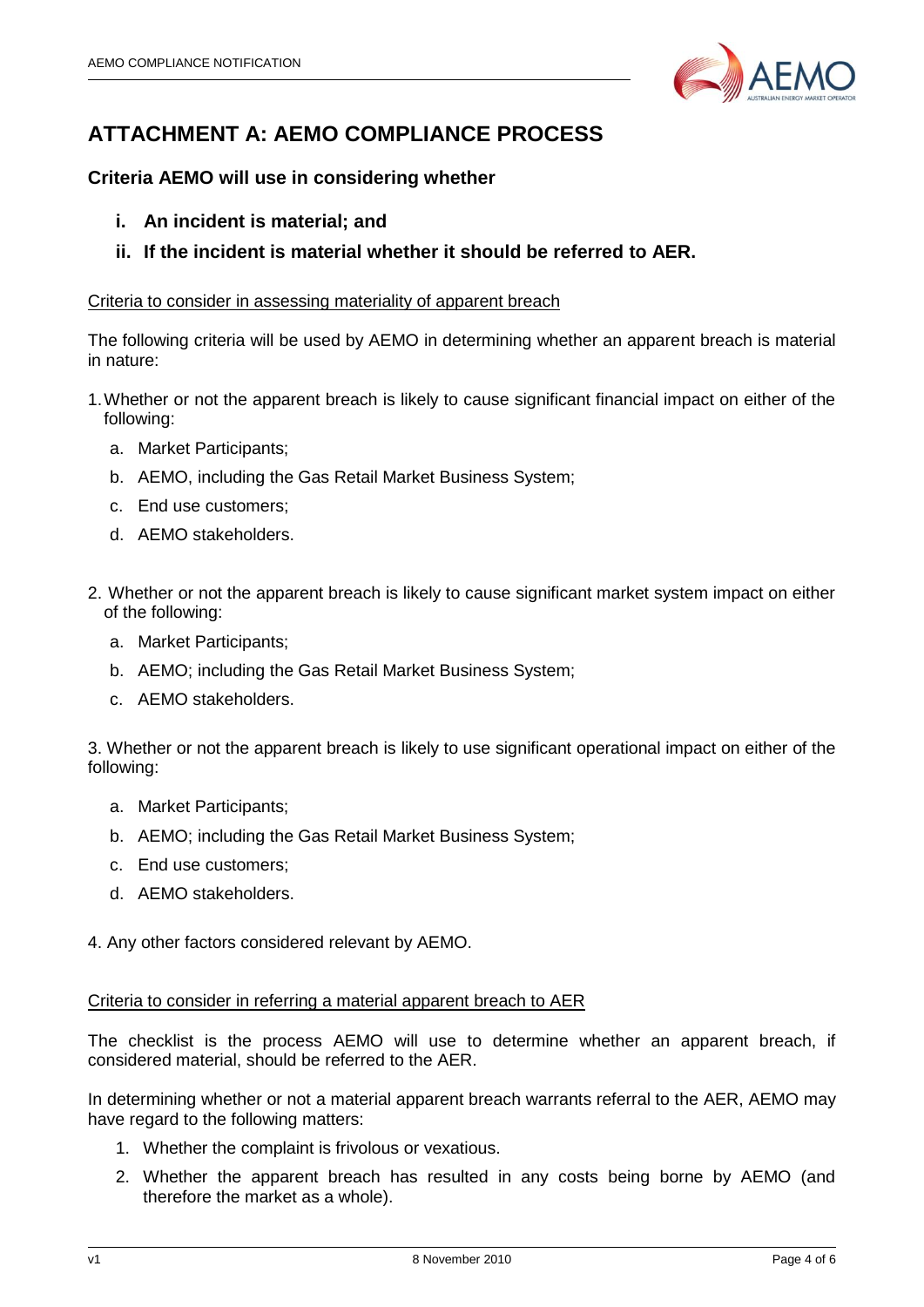# ATTACHMENT A: AEMO COMPLIANCE PROCESS

### Criteria AEMO will use in considering whether

- **i. An incident is material; and**
- **ii. If the incident is material whether it should be referred to AER.**

<u>Criteria to consider in assessing materiality of apparent breach</u>

The following criteria will be used by AEMO in determining whether an apparent breach is material in nature:

1. Whether or not the apparent breach is likely to cause significant financial impact on either of the following:
   a. Market Participants;
   b. AEMO, including the Gas Retail Market Business System;
   c. End use customers;
   d. AEMO stakeholders.

2. Whether or not the apparent breach is likely to cause significant market system impact on either of the following:
   a. Market Participants;
   b. AEMO; including the Gas Retail Market Business System;
   c. AEMO stakeholders.

3. Whether or not the apparent breach is likely to use significant operational impact on either of the following:
   a. Market Participants;
   b. AEMO; including the Gas Retail Market Business System;
   c. End use customers;
   d. AEMO stakeholders.

4. Any other factors considered relevant by AEMO.

<u>Criteria to consider in referring a material apparent breach to AER</u>

The checklist is the process AEMO will use to determine whether an apparent breach, if considered material, should be referred to the AER.

In determining whether or not a material apparent breach warrants referral to the AER, AEMO may have regard to the following matters:

1. Whether the complaint is frivolous or vexatious.
2. Whether the apparent breach has resulted in any costs being borne by AEMO (and therefore the market as a whole).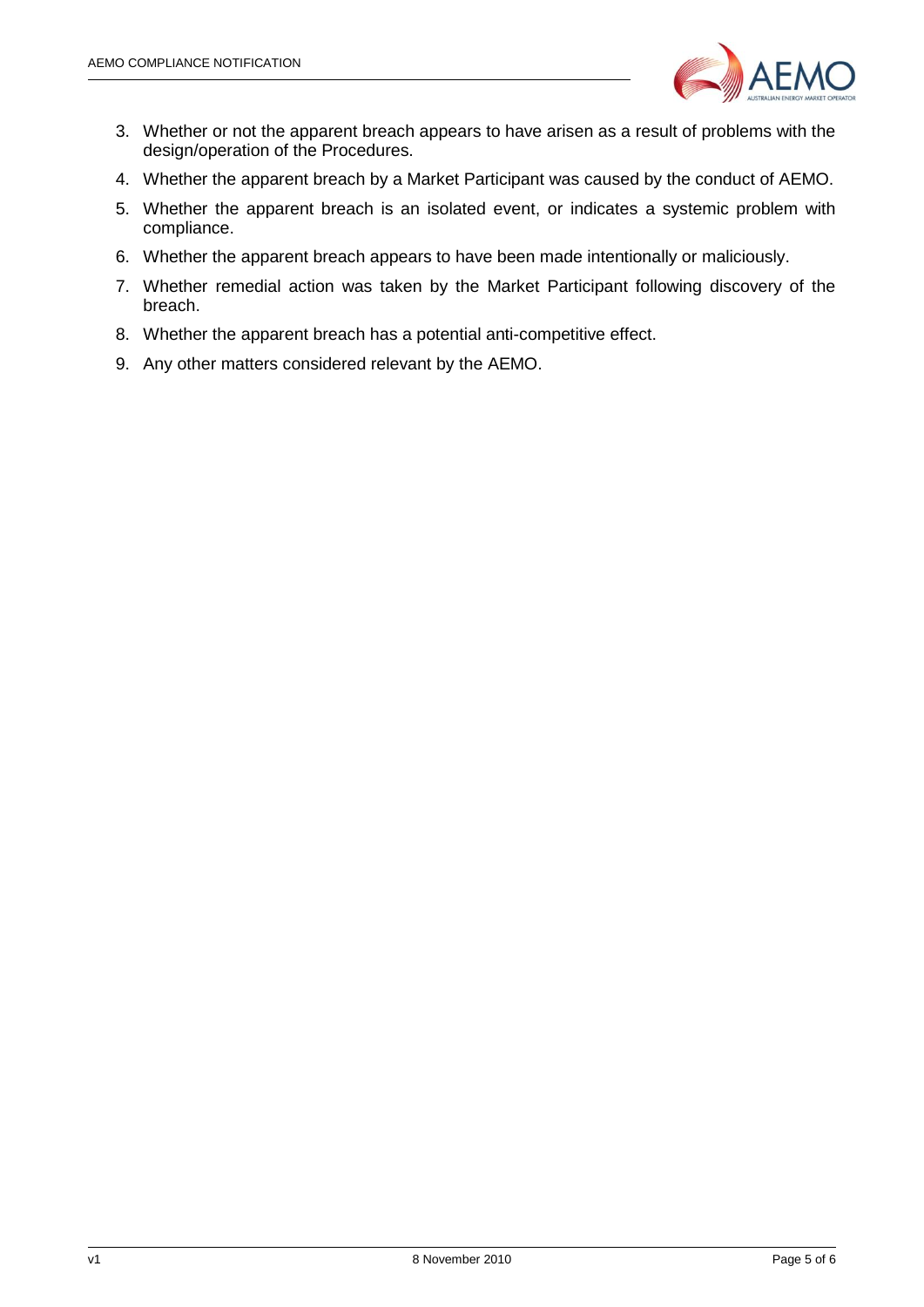3. Whether or not the apparent breach appears to have arisen as a result of problems with the design/operation of the Procedures.
4. Whether the apparent breach by a Market Participant was caused by the conduct of AEMO.
5. Whether the apparent breach is an isolated event, or indicates a systemic problem with compliance.
6. Whether the apparent breach appears to have been made intentionally or maliciously.
7. Whether remedial action was taken by the Market Participant following discovery of the breach.
8. Whether the apparent breach has a potential anti-competitive effect.
9. Any other matters considered relevant by the AEMO.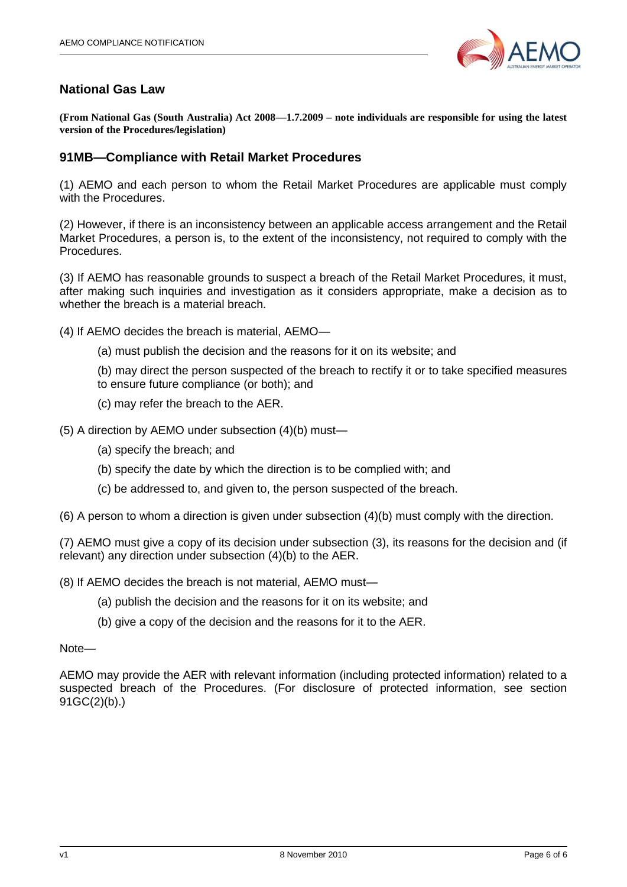## National Gas Law

**(From National Gas (South Australia) Act 2008—1.7.2009 – note individuals are responsible for using the latest version of the Procedures/legislation)**

## 91MB—Compliance with Retail Market Procedures

(1) AEMO and each person to whom the Retail Market Procedures are applicable must comply with the Procedures.

(2) However, if there is an inconsistency between an applicable access arrangement and the Retail Market Procedures, a person is, to the extent of the inconsistency, not required to comply with the Procedures.

(3) If AEMO has reasonable grounds to suspect a breach of the Retail Market Procedures, it must, after making such inquiries and investigation as it considers appropriate, make a decision as to whether the breach is a material breach.

(4) If AEMO decides the breach is material, AEMO—

(a) must publish the decision and the reasons for it on its website; and

(b) may direct the person suspected of the breach to rectify it or to take specified measures to ensure future compliance (or both); and

(c) may refer the breach to the AER.

(5) A direction by AEMO under subsection (4)(b) must—

(a) specify the breach; and

(b) specify the date by which the direction is to be complied with; and

(c) be addressed to, and given to, the person suspected of the breach.

(6) A person to whom a direction is given under subsection (4)(b) must comply with the direction.

(7) AEMO must give a copy of its decision under subsection (3), its reasons for the decision and (if relevant) any direction under subsection (4)(b) to the AER.

(8) If AEMO decides the breach is not material, AEMO must—

(a) publish the decision and the reasons for it on its website; and

(b) give a copy of the decision and the reasons for it to the AER.

Note—

AEMO may provide the AER with relevant information (including protected information) related to a suspected breach of the Procedures. (For disclosure of protected information, see section 91GC(2)(b).)